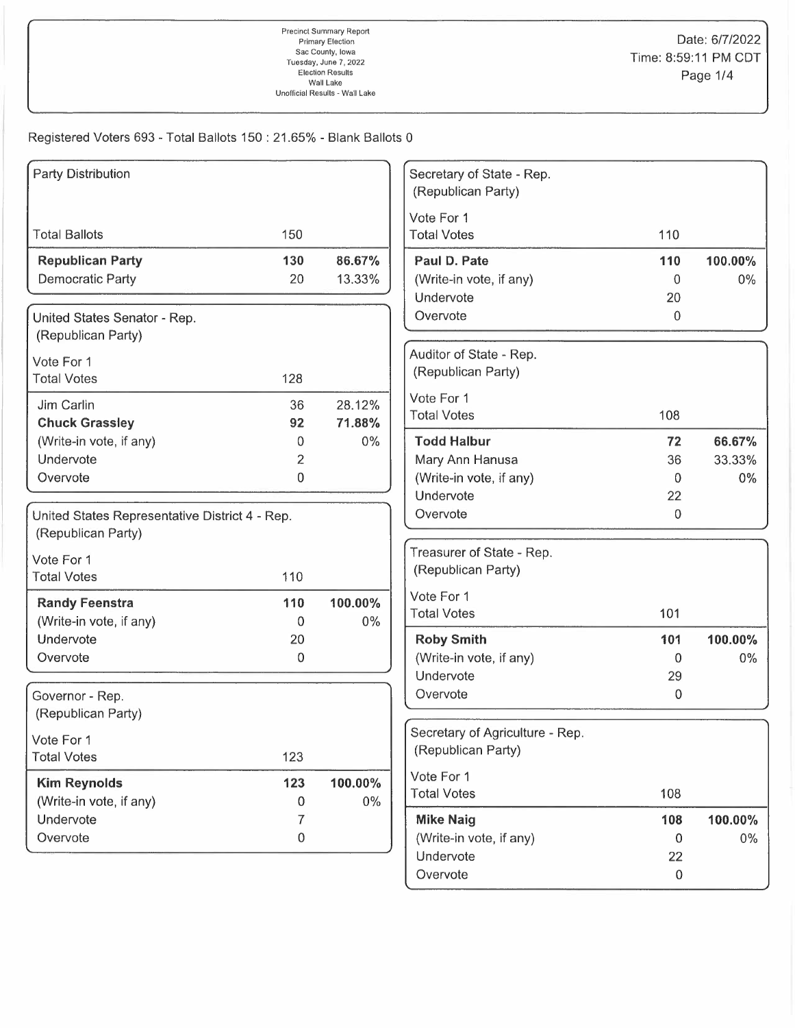Precinct Summary Report
Primary Election
Sac County, Iowa
Tuesday, June 7, 2022
Election Results
Wall Lake
Unofficial Results - Wall Lake

Date: 6/7/2022
Time: 8:59:11 PM CDT

Registered Voters 693 - Total Ballots 150 : 21.65% - Blank Ballots 0

| Party Distribution | | |
|---|---|---|
| Total Ballots | 150 | |
| **Republican Party** | **130** | **86.67%** |
| Democratic Party | 20 | 13.33% |

| United States Senator - Rep. (Republican Party) | | |
|---|---|---|
| Vote For 1 | | |
| Total Votes | 128 | |
| Jim Carlin | 36 | 28.12% |
| **Chuck Grassley** | **92** | **71.88%** |
| (Write-in vote, if any) | 0 | 0% |
| Undervote | 2 | |
| Overvote | 0 | |

| United States Representative District 4 - Rep. (Republican Party) | | |
|---|---|---|
| Vote For 1 | | |
| Total Votes | 110 | |
| **Randy Feenstra** | **110** | **100.00%** |
| (Write-in vote, if any) | 0 | 0% |
| Undervote | 20 | |
| Overvote | 0 | |

| Governor - Rep. (Republican Party) | | |
|---|---|---|
| Vote For 1 | | |
| Total Votes | 123 | |
| **Kim Reynolds** | **123** | **100.00%** |
| (Write-in vote, if any) | 0 | 0% |
| Undervote | 7 | |
| Overvote | 0 | |

| Secretary of State - Rep. (Republican Party) | | |
|---|---|---|
| Vote For 1 | | |
| Total Votes | 110 | |
| **Paul D. Pate** | **110** | **100.00%** |
| (Write-in vote, if any) | 0 | 0% |
| Undervote | 20 | |
| Overvote | 0 | |

| Auditor of State - Rep. (Republican Party) | | |
|---|---|---|
| Vote For 1 | | |
| Total Votes | 108 | |
| **Todd Halbur** | **72** | **66.67%** |
| Mary Ann Hanusa | 36 | 33.33% |
| (Write-in vote, if any) | 0 | 0% |
| Undervote | 22 | |
| Overvote | 0 | |

| Treasurer of State - Rep. (Republican Party) | | |
|---|---|---|
| Vote For 1 | | |
| Total Votes | 101 | |
| **Roby Smith** | **101** | **100.00%** |
| (Write-in vote, if any) | 0 | 0% |
| Undervote | 29 | |
| Overvote | 0 | |

| Secretary of Agriculture - Rep. (Republican Party) | | |
|---|---|---|
| Vote For 1 | | |
| Total Votes | 108 | |
| **Mike Naig** | **108** | **100.00%** |
| (Write-in vote, if any) | 0 | 0% |
| Undervote | 22 | |
| Overvote | 0 | |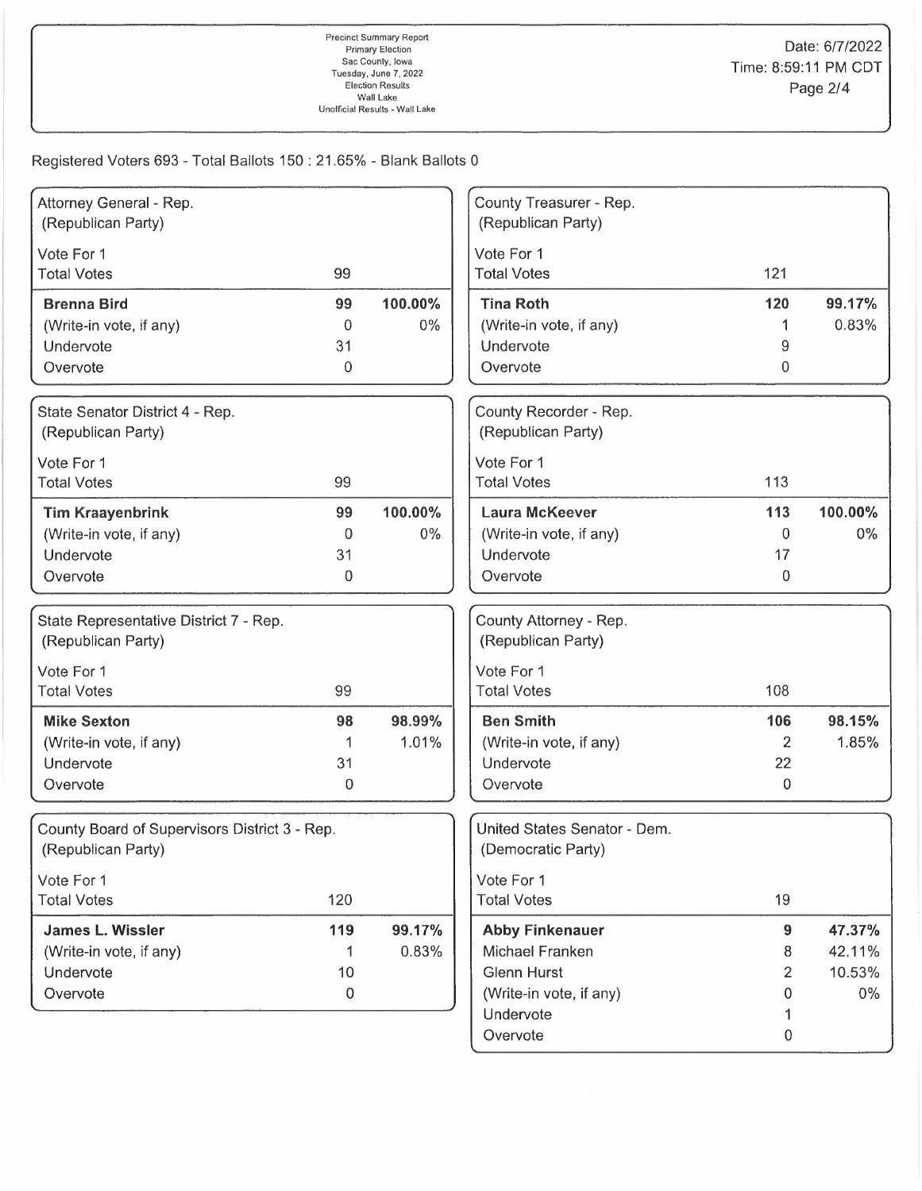Precinct Summary Report
Primary Election
Sac County, Iowa
Tuesday, June 7, 2022
Election Results
Wall Lake
Unofficial Results - Wall Lake

Date: 6/7/2022
Time: 8:59:11 PM CDT

Registered Voters 693 - Total Ballots 150 : 21.65% - Blank Ballots 0

### Attorney General - Rep. (Republican Party)

| Vote For 1 | | |
|---|---|---|
| Total Votes | 99 | |
| **Brenna Bird** | **99** | **100.00%** |
| (Write-in vote, if any) | 0 | 0% |
| Undervote | 31 | |
| Overvote | 0 | |

### State Senator District 4 - Rep. (Republican Party)

| Vote For 1 | | |
|---|---|---|
| Total Votes | 99 | |
| **Tim Kraayenbrink** | **99** | **100.00%** |
| (Write-in vote, if any) | 0 | 0% |
| Undervote | 31 | |
| Overvote | 0 | |

### State Representative District 7 - Rep. (Republican Party)

| Vote For 1 | | |
|---|---|---|
| Total Votes | 99 | |
| **Mike Sexton** | **98** | **98.99%** |
| (Write-in vote, if any) | 1 | 1.01% |
| Undervote | 31 | |
| Overvote | 0 | |

### County Board of Supervisors District 3 - Rep. (Republican Party)

| Vote For 1 | | |
|---|---|---|
| Total Votes | 120 | |
| **James L. Wissler** | **119** | **99.17%** |
| (Write-in vote, if any) | 1 | 0.83% |
| Undervote | 10 | |
| Overvote | 0 | |

### County Treasurer - Rep. (Republican Party)

| Vote For 1 | | |
|---|---|---|
| Total Votes | 121 | |
| **Tina Roth** | **120** | **99.17%** |
| (Write-in vote, if any) | 1 | 0.83% |
| Undervote | 9 | |
| Overvote | 0 | |

### County Recorder - Rep. (Republican Party)

| Vote For 1 | | |
|---|---|---|
| Total Votes | 113 | |
| **Laura McKeever** | **113** | **100.00%** |
| (Write-in vote, if any) | 0 | 0% |
| Undervote | 17 | |
| Overvote | 0 | |

### County Attorney - Rep. (Republican Party)

| Vote For 1 | | |
|---|---|---|
| Total Votes | 108 | |
| **Ben Smith** | **106** | **98.15%** |
| (Write-in vote, if any) | 2 | 1.85% |
| Undervote | 22 | |
| Overvote | 0 | |

### United States Senator - Dem. (Democratic Party)

| Vote For 1 | | |
|---|---|---|
| Total Votes | 19 | |
| **Abby Finkenauer** | **9** | **47.37%** |
| Michael Franken | 8 | 42.11% |
| Glenn Hurst | 2 | 10.53% |
| (Write-in vote, if any) | 0 | 0% |
| Undervote | 1 | |
| Overvote | 0 | |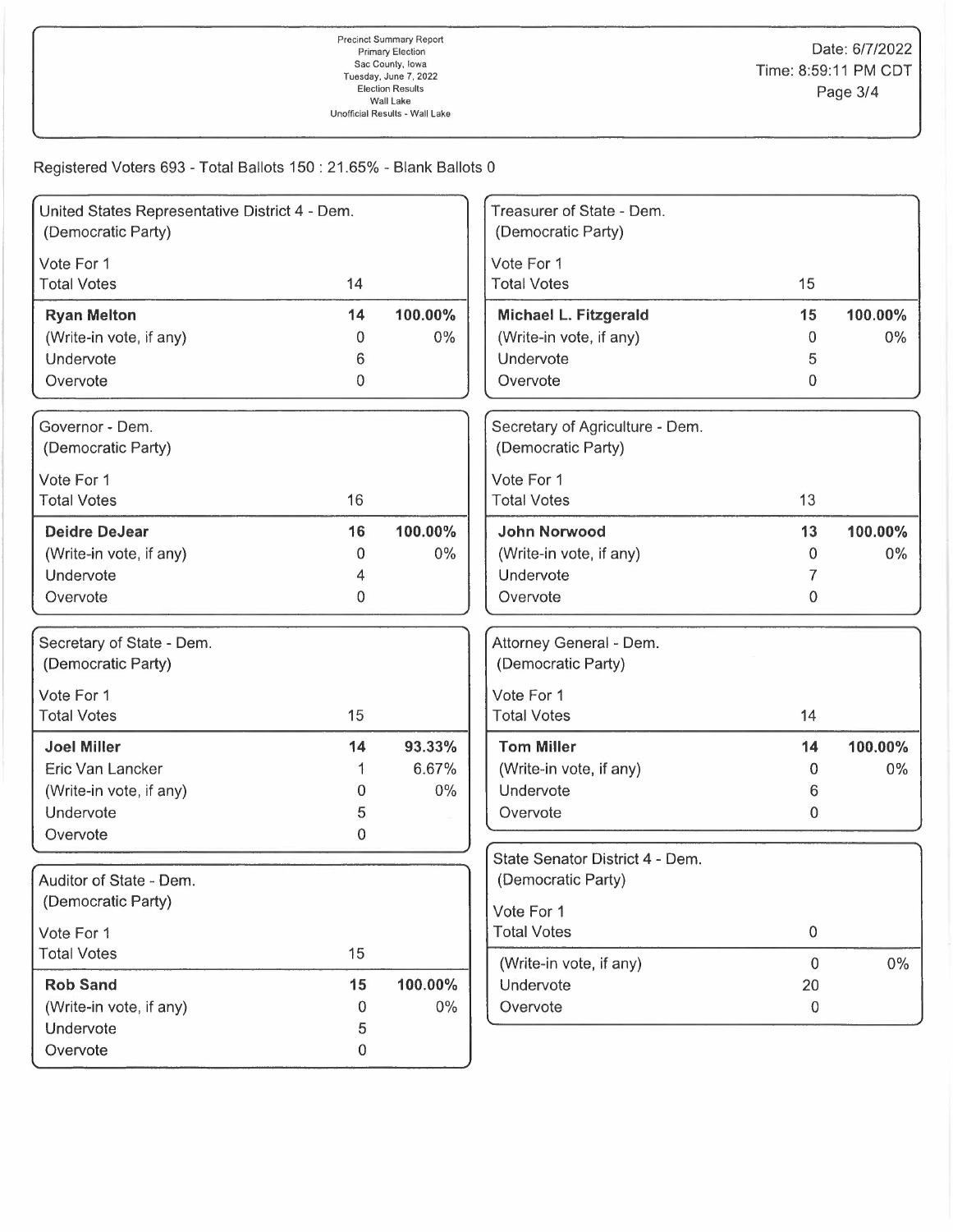Precinct Summary Report
Primary Election
Sac County, Iowa
Tuesday, June 7, 2022
Election Results
Wall Lake
Unofficial Results - Wall Lake

Date: 6/7/2022
Time: 8:59:11 PM CDT

Registered Voters 693 - Total Ballots 150 : 21.65% - Blank Ballots 0

## United States Representative District 4 - Dem.
(Democratic Party)

Vote For 1

| Total Votes | 14 | |
|---|---|---|
| **Ryan Melton** | **14** | **100.00%** |
| (Write-in vote, if any) | 0 | 0% |
| Undervote | 6 | |
| Overvote | 0 | |

## Governor - Dem.
(Democratic Party)

Vote For 1

| Total Votes | 16 | |
|---|---|---|
| **Deidre DeJear** | **16** | **100.00%** |
| (Write-in vote, if any) | 0 | 0% |
| Undervote | 4 | |
| Overvote | 0 | |

## Secretary of State - Dem.
(Democratic Party)

Vote For 1

| Total Votes | 15 | |
|---|---|---|
| **Joel Miller** | **14** | **93.33%** |
| Eric Van Lancker | 1 | 6.67% |
| (Write-in vote, if any) | 0 | 0% |
| Undervote | 5 | |
| Overvote | 0 | |

## Auditor of State - Dem.
(Democratic Party)

Vote For 1

| Total Votes | 15 | |
|---|---|---|
| **Rob Sand** | **15** | **100.00%** |
| (Write-in vote, if any) | 0 | 0% |
| Undervote | 5 | |
| Overvote | 0 | |

## Treasurer of State - Dem.
(Democratic Party)

Vote For 1

| Total Votes | 15 | |
|---|---|---|
| **Michael L. Fitzgerald** | **15** | **100.00%** |
| (Write-in vote, if any) | 0 | 0% |
| Undervote | 5 | |
| Overvote | 0 | |

## Secretary of Agriculture - Dem.
(Democratic Party)

Vote For 1

| Total Votes | 13 | |
|---|---|---|
| **John Norwood** | **13** | **100.00%** |
| (Write-in vote, if any) | 0 | 0% |
| Undervote | 7 | |
| Overvote | 0 | |

## Attorney General - Dem.
(Democratic Party)

Vote For 1

| Total Votes | 14 | |
|---|---|---|
| **Tom Miller** | **14** | **100.00%** |
| (Write-in vote, if any) | 0 | 0% |
| Undervote | 6 | |
| Overvote | 0 | |

## State Senator District 4 - Dem.
(Democratic Party)

Vote For 1

| Total Votes | 0 | |
|---|---|---|
| (Write-in vote, if any) | 0 | 0% |
| Undervote | 20 | |
| Overvote | 0 | |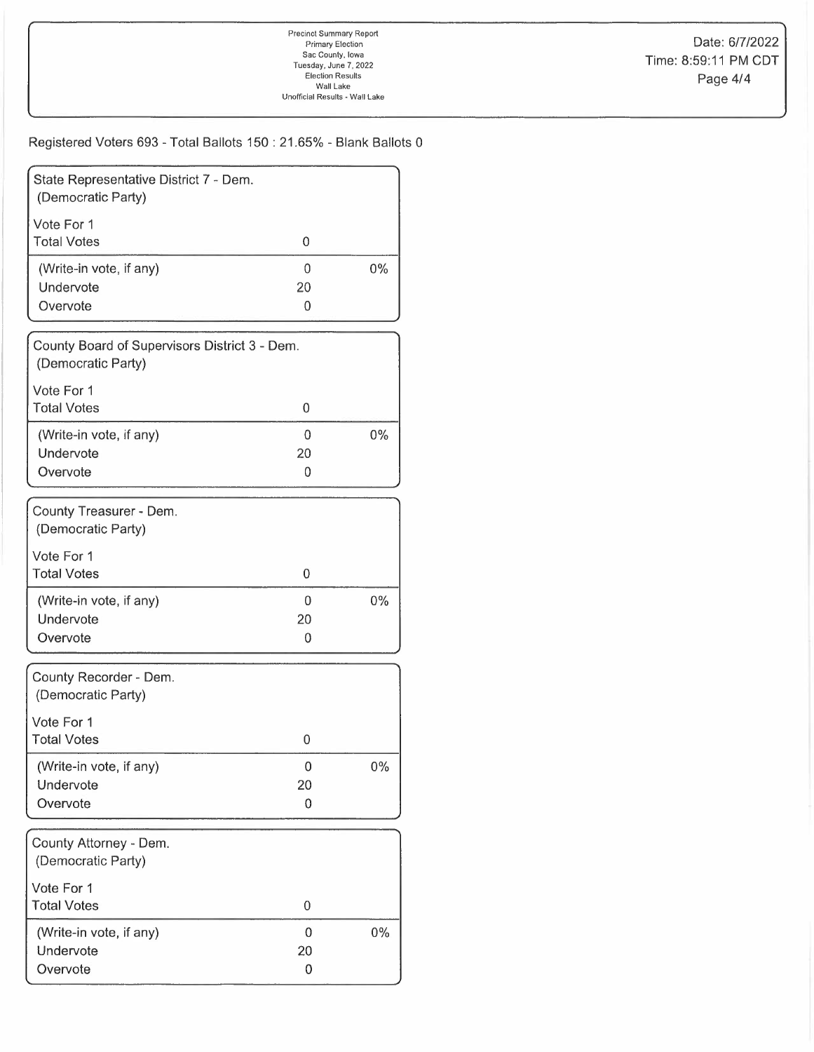Registered Voters 693 - Total Ballots 150 : 21.65% - Blank Ballots 0

### State Representative District 7 - Dem.
(Democratic Party)

Vote For 1

| | | |
|---|---|---|
| Total Votes | 0 | |
| (Write-in vote, if any) | 0 | 0% |
| Undervote | 20 | |
| Overvote | 0 | |

### County Board of Supervisors District 3 - Dem.
(Democratic Party)

Vote For 1

| | | |
|---|---|---|
| Total Votes | 0 | |
| (Write-in vote, if any) | 0 | 0% |
| Undervote | 20 | |
| Overvote | 0 | |

### County Treasurer - Dem.
(Democratic Party)

Vote For 1

| | | |
|---|---|---|
| Total Votes | 0 | |
| (Write-in vote, if any) | 0 | 0% |
| Undervote | 20 | |
| Overvote | 0 | |

### County Recorder - Dem.
(Democratic Party)

Vote For 1

| | | |
|---|---|---|
| Total Votes | 0 | |
| (Write-in vote, if any) | 0 | 0% |
| Undervote | 20 | |
| Overvote | 0 | |

### County Attorney - Dem.
(Democratic Party)

Vote For 1

| | | |
|---|---|---|
| Total Votes | 0 | |
| (Write-in vote, if any) | 0 | 0% |
| Undervote | 20 | |
| Overvote | 0 | |